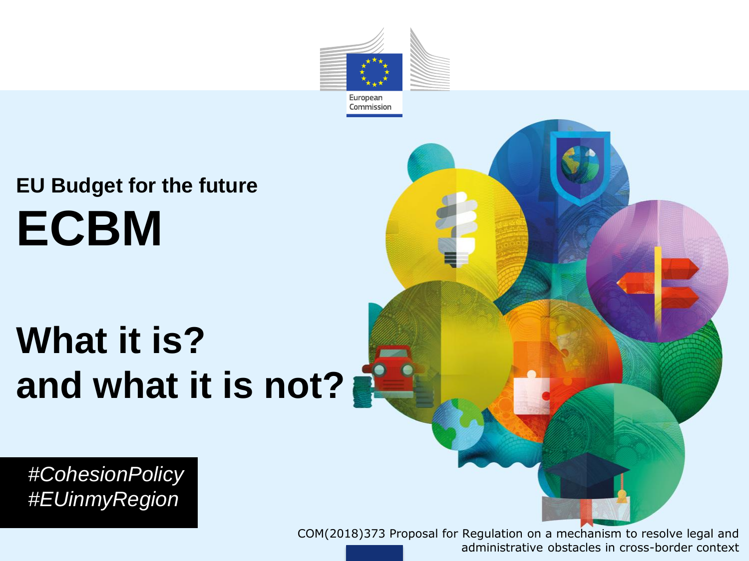## EU Budget for the future

# ECBM

# What it is?
# and what it is not?

*#CohesionPolicy*
*#EUinmyRegion*

COM(2018)373 Proposal for Regulation on a mechanism to resolve legal and administrative obstacles in cross-border context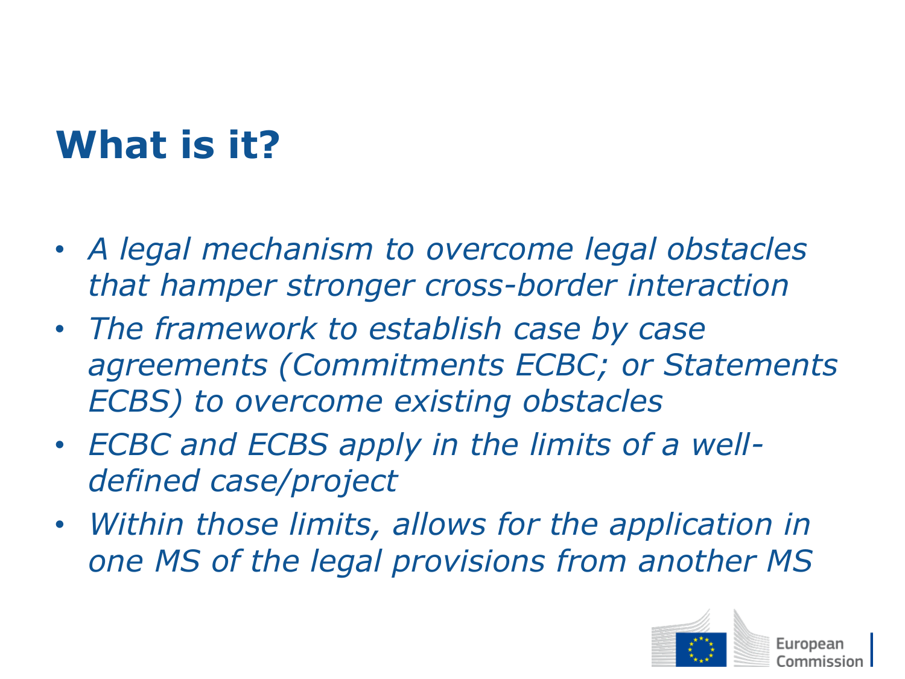# What is it?

- *A legal mechanism to overcome legal obstacles that hamper stronger cross-border interaction*
- *The framework to establish case by case agreements (Commitments ECBC; or Statements ECBS) to overcome existing obstacles*
- *ECBC and ECBS apply in the limits of a well-defined case/project*
- *Within those limits, allows for the application in one MS of the legal provisions from another MS*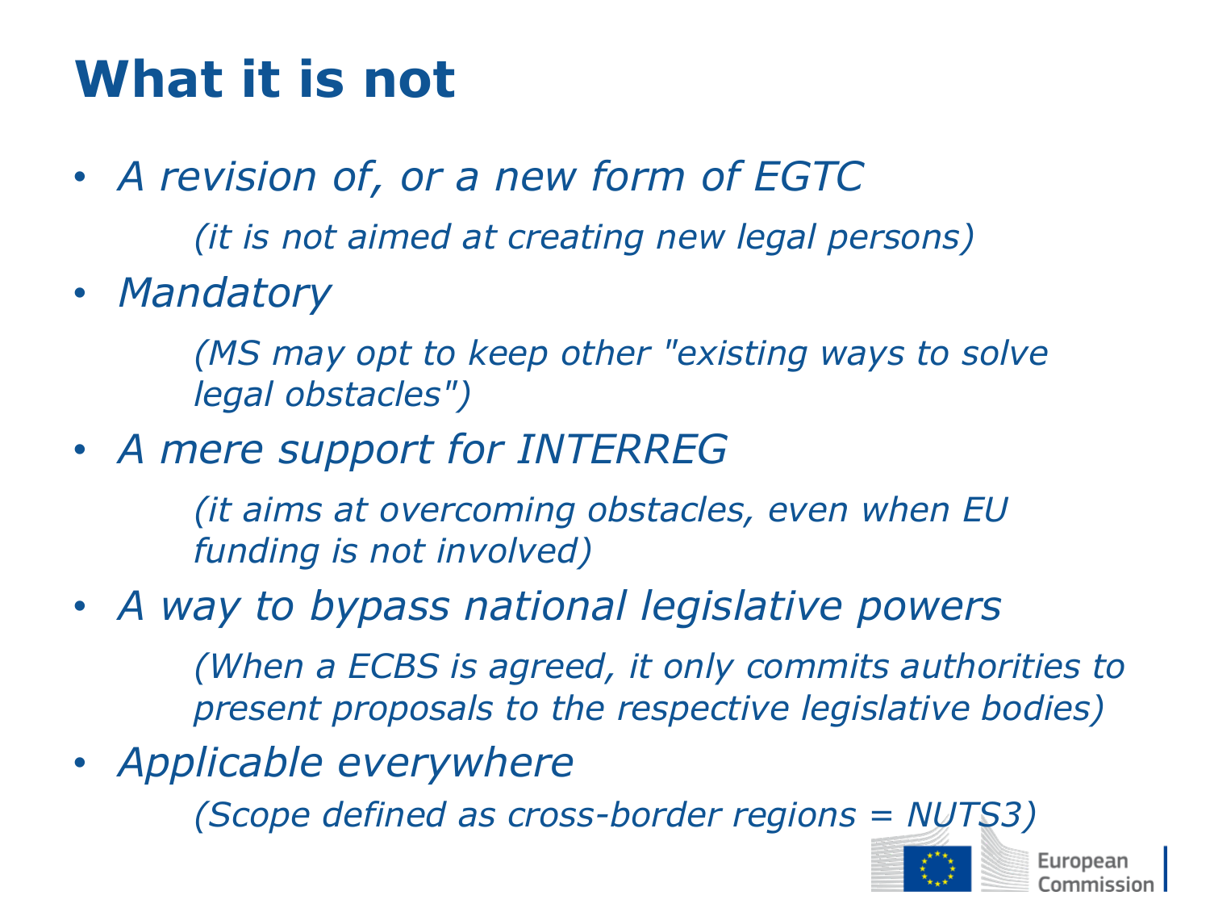# What it is not

- *A revision of, or a new form of EGTC*

  *(it is not aimed at creating new legal persons)*

- *Mandatory*

  *(MS may opt to keep other "existing ways to solve legal obstacles")*

- *A mere support for INTERREG*

  *(it aims at overcoming obstacles, even when EU funding is not involved)*

- *A way to bypass national legislative powers*

  *(When a ECBS is agreed, it only commits authorities to present proposals to the respective legislative bodies)*

- *Applicable everywhere*

  *(Scope defined as cross-border regions = NUTS3)*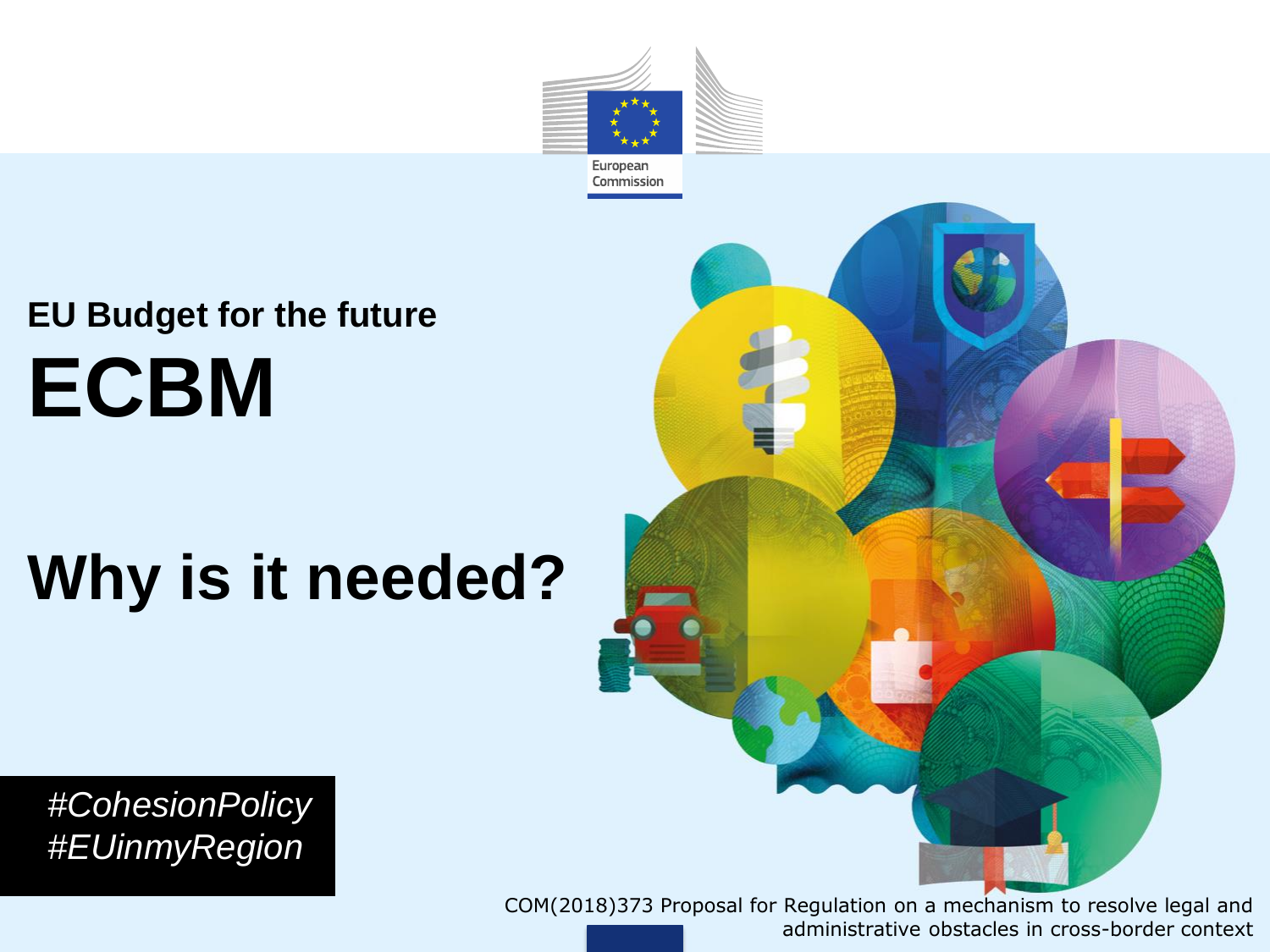EU Budget for the future

# ECBM

## Why is it needed?

*#CohesionPolicy*
*#EUinmyRegion*

COM(2018)373 Proposal for Regulation on a mechanism to resolve legal and administrative obstacles in cross-border context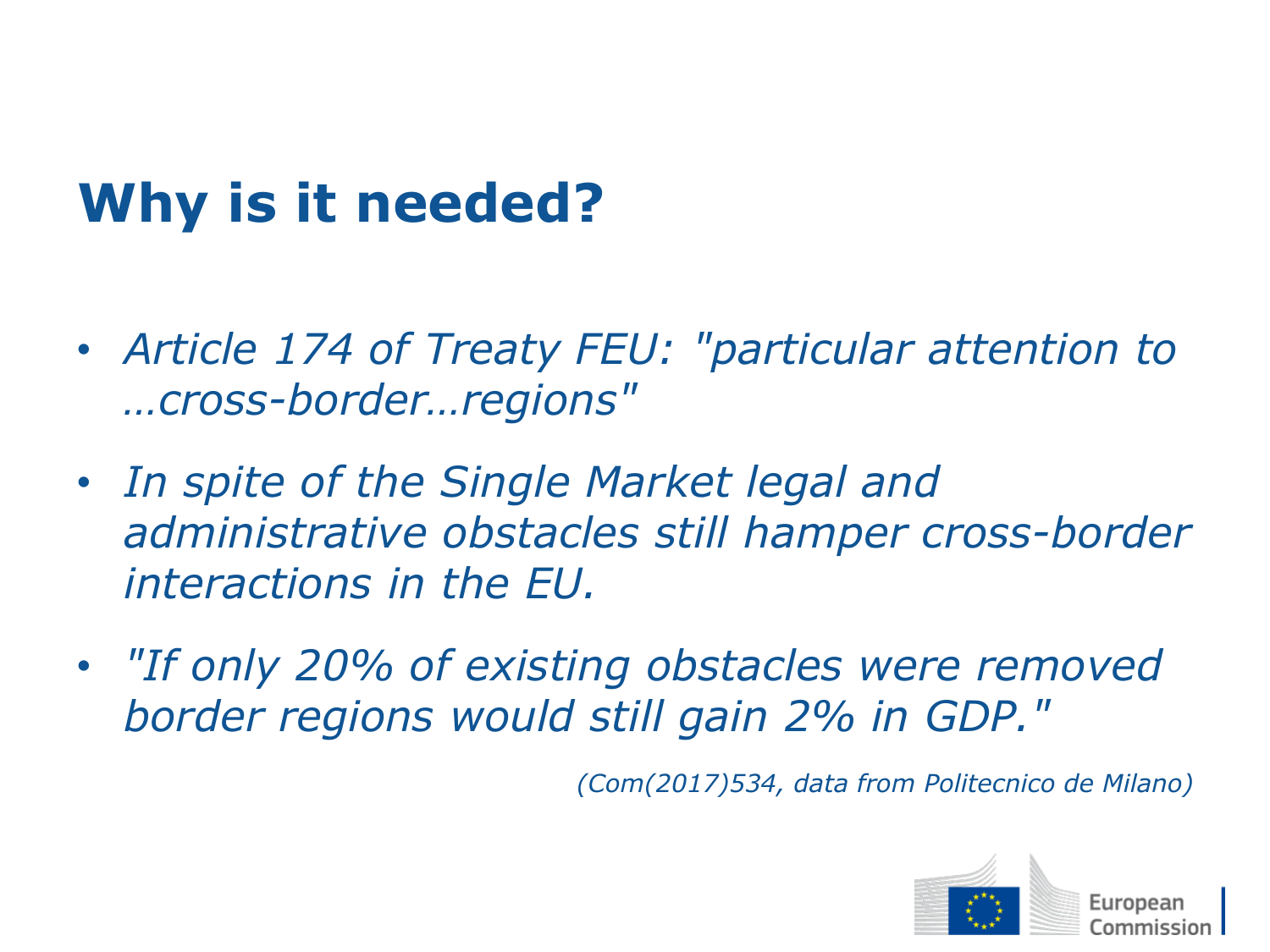# Why is it needed?

- *Article 174 of Treaty FEU: "particular attention to …cross-border…regions"*
- *In spite of the Single Market legal and administrative obstacles still hamper cross-border interactions in the EU.*
- *"If only 20% of existing obstacles were removed border regions would still gain 2% in GDP."*

*(Com(2017)534, data from Politecnico de Milano)*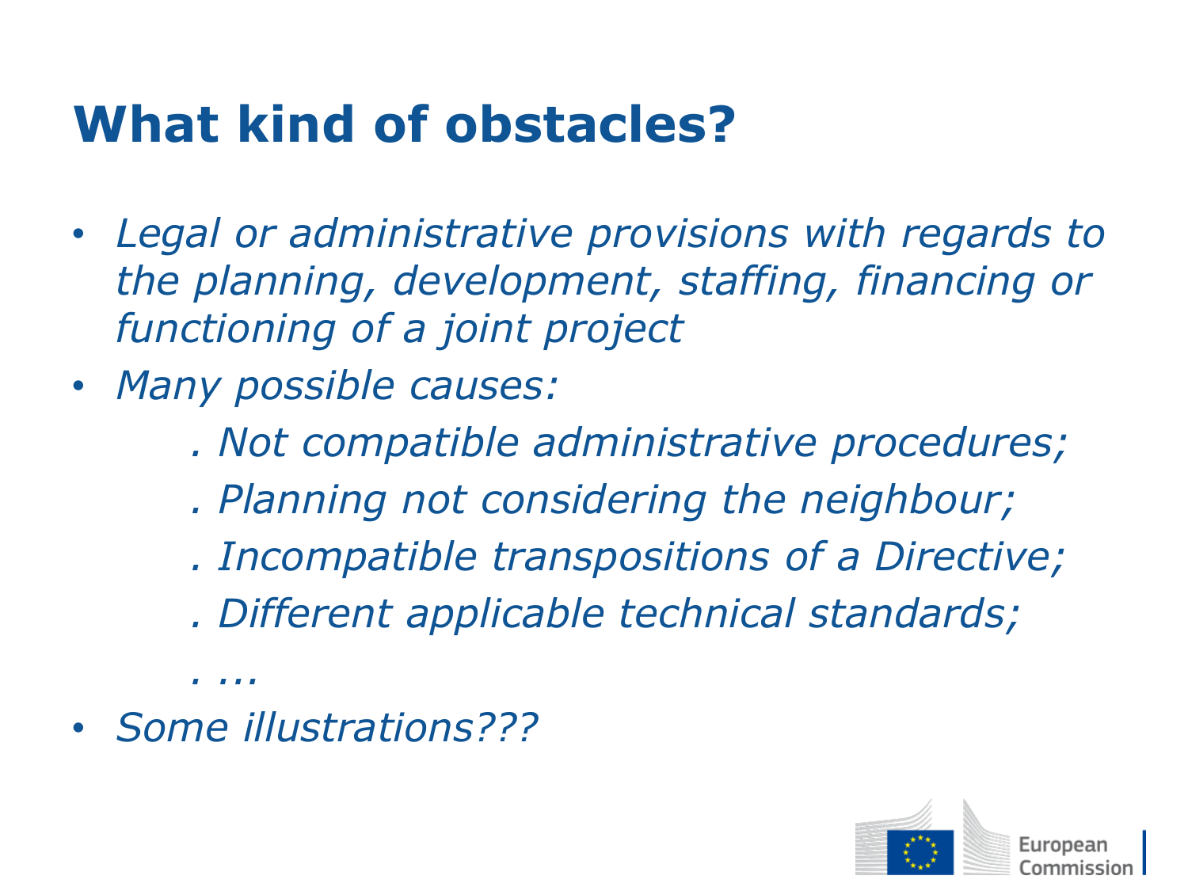# What kind of obstacles?

- *Legal or administrative provisions with regards to the planning, development, staffing, financing or functioning of a joint project*
- *Many possible causes:*
  - *. Not compatible administrative procedures;*
  - *. Planning not considering the neighbour;*
  - *. Incompatible transpositions of a Directive;*
  - *. Different applicable technical standards;*
  - *. ...*
- *Some illustrations???*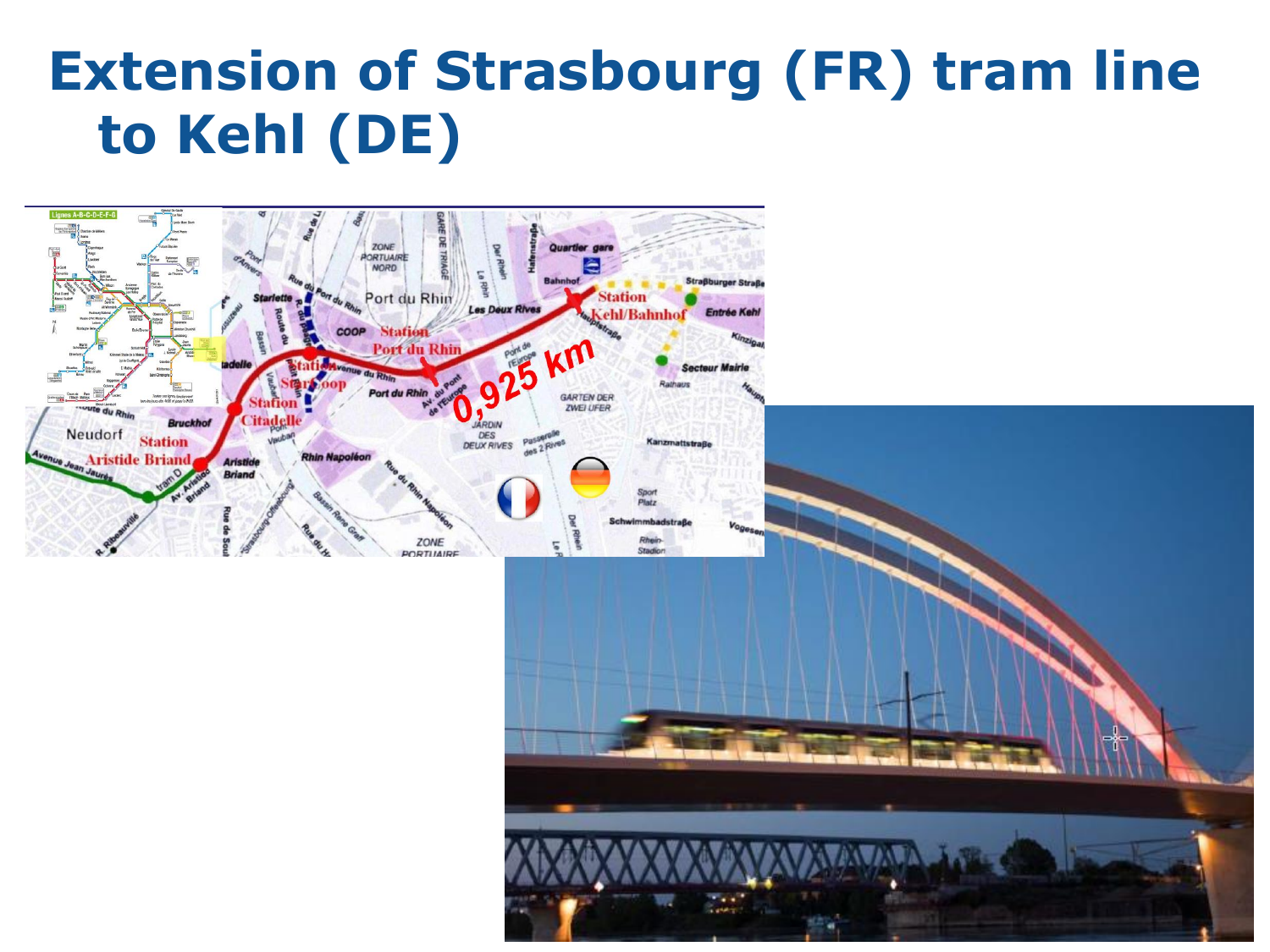# Extension of Strasbourg (FR) tram line to Kehl (DE)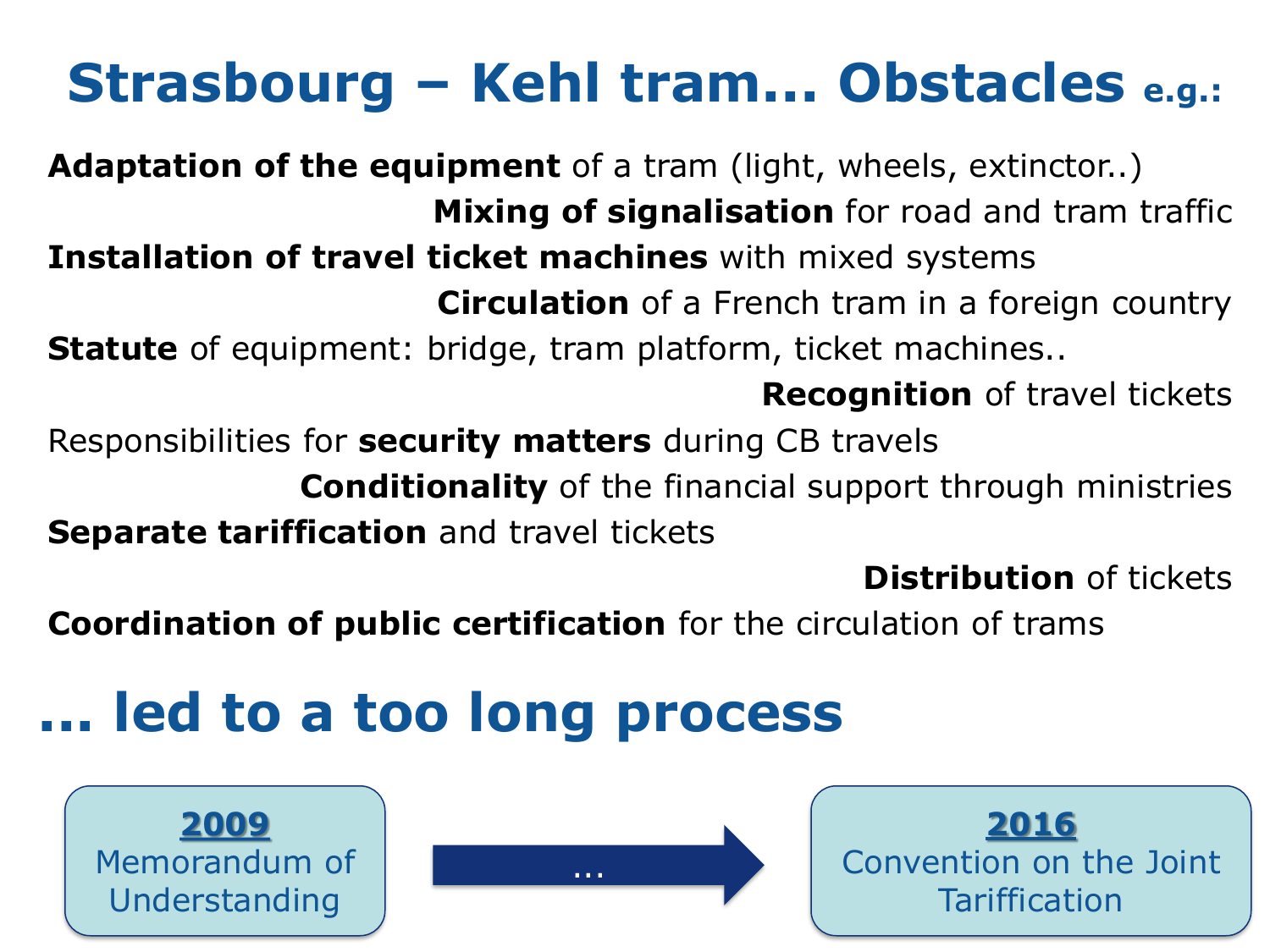# Strasbourg – Kehl tram… Obstacles e.g.:

**Adaptation of the equipment** of a tram (light, wheels, extinctor..)

**Mixing of signalisation** for road and tram traffic

**Installation of travel ticket machines** with mixed systems

**Circulation** of a French tram in a foreign country

**Statute** of equipment: bridge, tram platform, ticket machines..

**Recognition** of travel tickets

Responsibilities for **security matters** during CB travels

**Conditionality** of the financial support through ministries

**Separate tariffication** and travel tickets

**Distribution** of tickets

**Coordination of public certification** for the circulation of trams

## … led to a too long process

**2009** Memorandum of Understanding → … → **2016** Convention on the Joint Tariffication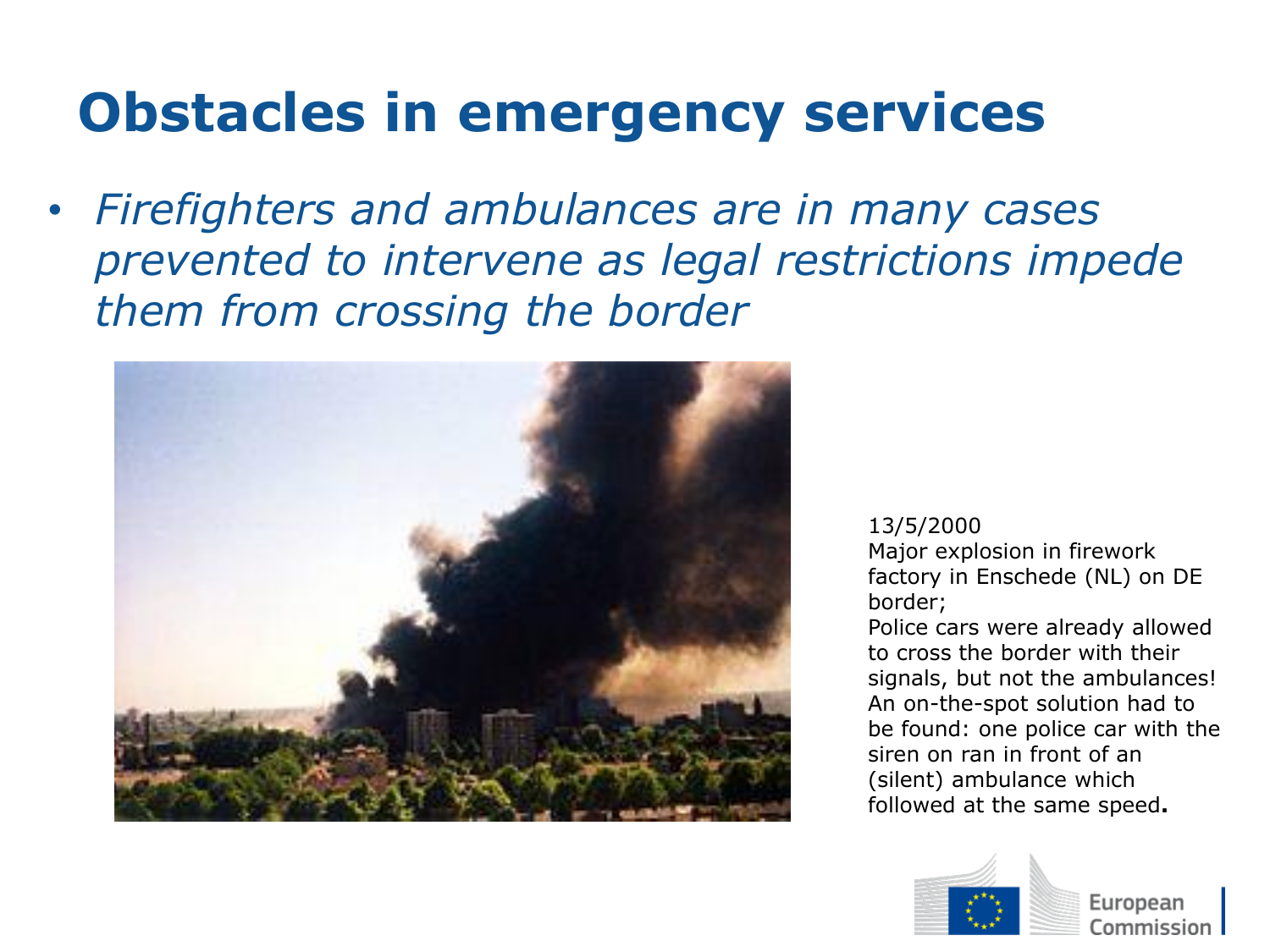# Obstacles in emergency services

- *Firefighters and ambulances are in many cases prevented to intervene as legal restrictions impede them from crossing the border*

13/5/2000
Major explosion in firework factory in Enschede (NL) on DE border;
Police cars were already allowed to cross the border with their signals, but not the ambulances! An on-the-spot solution had to be found: one police car with the siren on ran in front of an (silent) ambulance which followed at the same speed**.**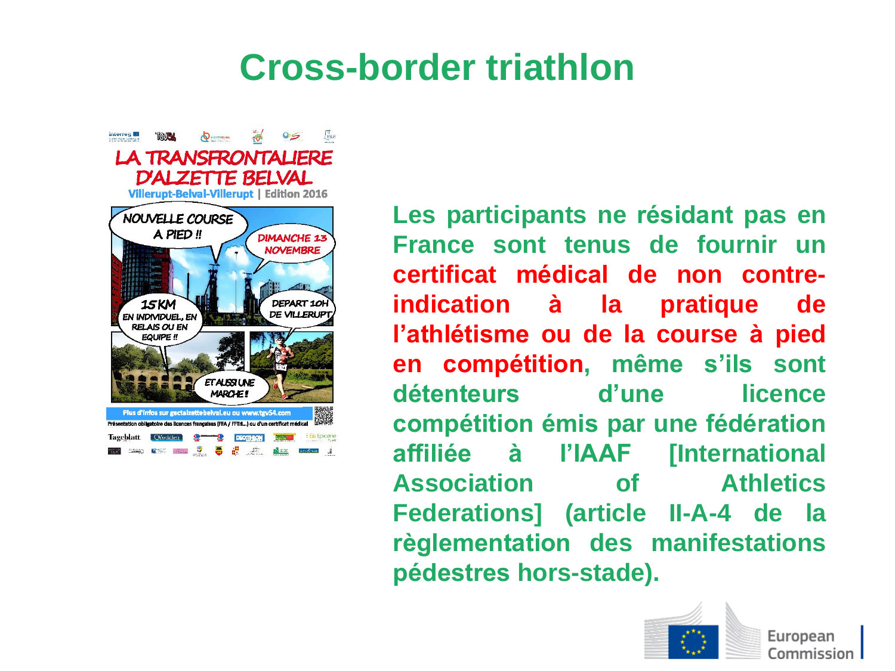# Cross-border triathlon

**Les participants ne résidant pas en France sont tenus de fournir un certificat médical de non contre-indication à la pratique de l'athlétisme ou de la course à pied en compétition, même s'ils sont détenteurs d'une licence compétition émis par une fédération affiliée à l'IAAF [International Association of Athletics Federations] (article II-A-4 de la règlementation des manifestations pédestres hors-stade).**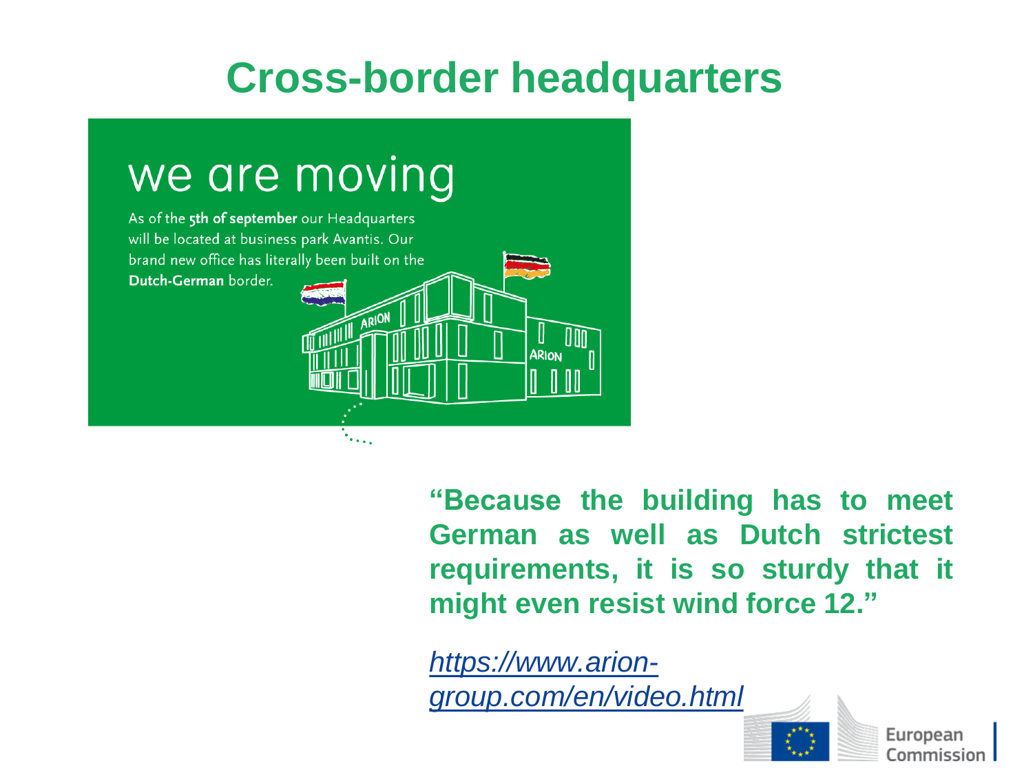# Cross-border headquarters

we are moving

As of the **5th of september** our Headquarters will be located at business park Avantis. Our brand new office has literally been built on the **Dutch-German** border.

**"Because the building has to meet German as well as Dutch strictest requirements, it is so sturdy that it might even resist wind force 12."**

*https://www.arion-group.com/en/video.html*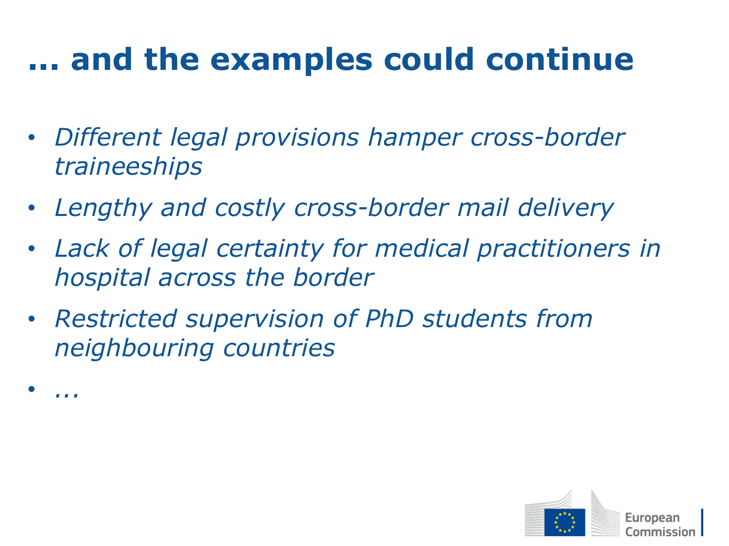# … and the examples could continue

- *Different legal provisions hamper cross-border traineeships*
- *Lengthy and costly cross-border mail delivery*
- *Lack of legal certainty for medical practitioners in hospital across the border*
- *Restricted supervision of PhD students from neighbouring countries*
- *…*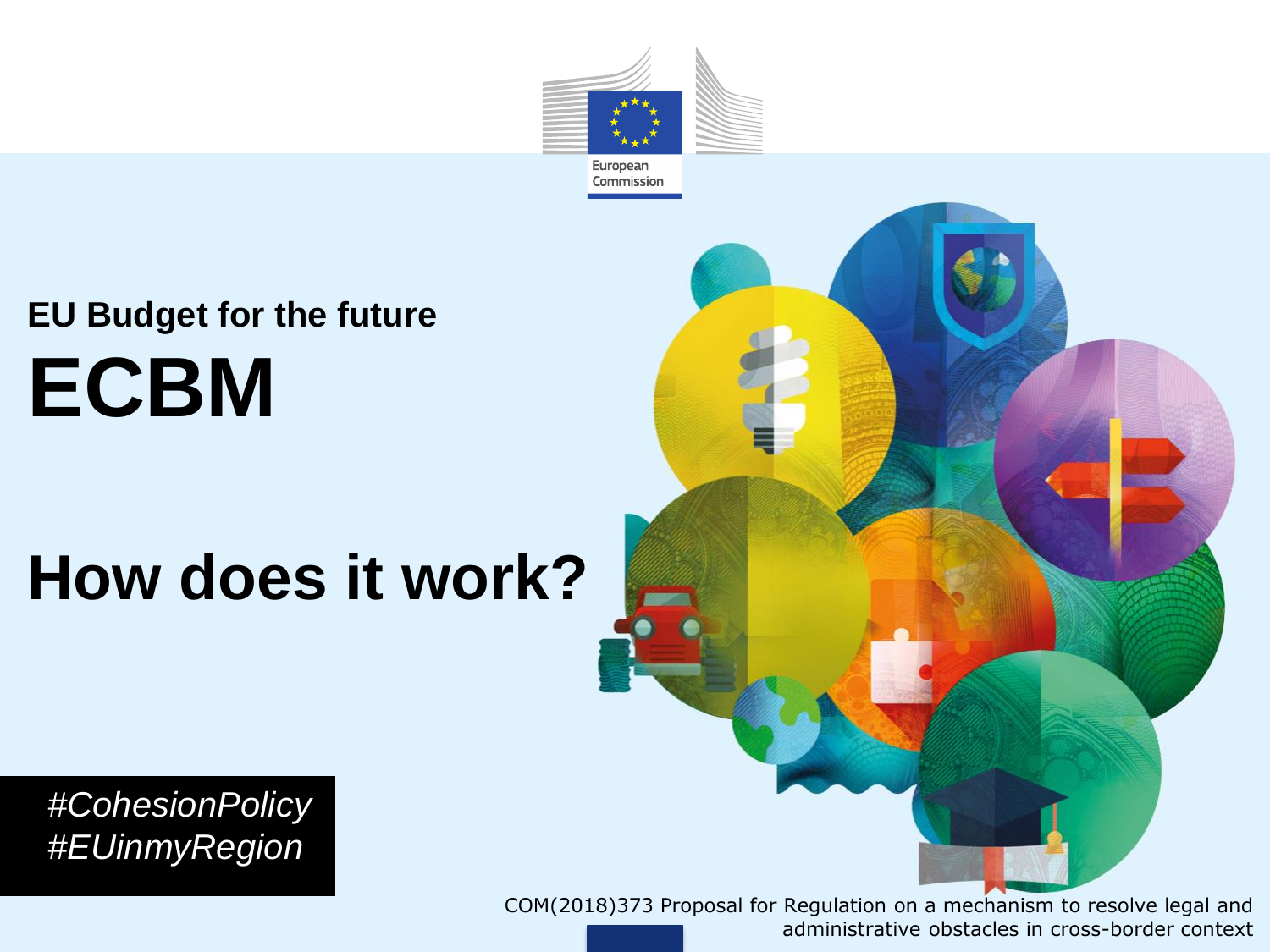European Commission

## EU Budget for the future

# ECBM

# How does it work?

*#CohesionPolicy*
*#EUinmyRegion*

COM(2018)373 Proposal for Regulation on a mechanism to resolve legal and administrative obstacles in cross-border context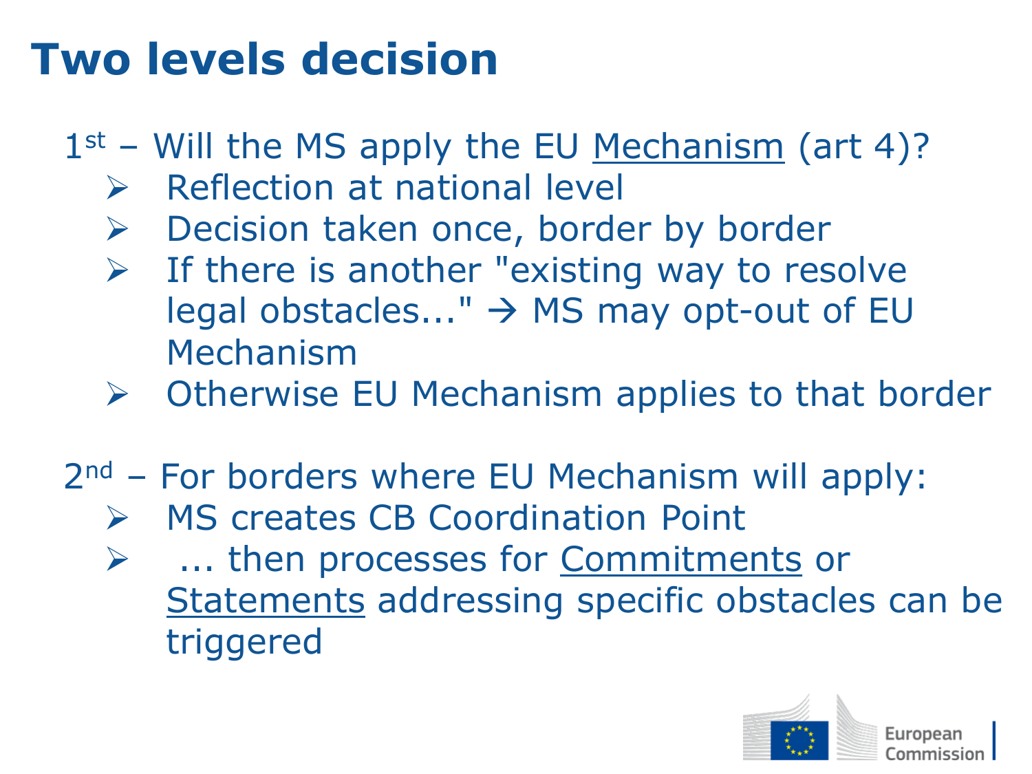# Two levels decision

1st – Will the MS apply the EU Mechanism (art 4)?

- Reflection at national level
- Decision taken once, border by border
- If there is another "existing way to resolve legal obstacles..." → MS may opt-out of EU Mechanism
- Otherwise EU Mechanism applies to that border

2nd – For borders where EU Mechanism will apply:

- MS creates CB Coordination Point
- ... then processes for Commitments or Statements addressing specific obstacles can be triggered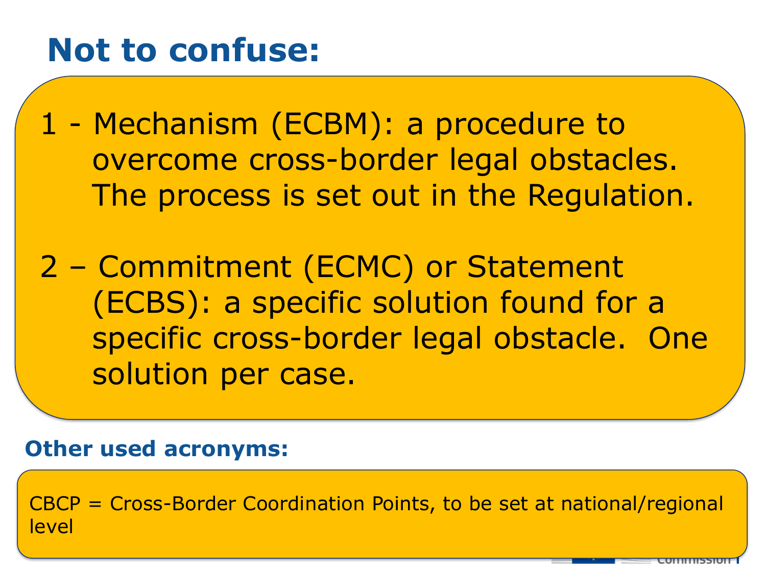# Not to confuse:

1 - Mechanism (ECBM): a procedure to overcome cross-border legal obstacles. The process is set out in the Regulation.

2 – Commitment (ECMC) or Statement (ECBS): a specific solution found for a specific cross-border legal obstacle. One solution per case.

**Other used acronyms:**

CBCP = Cross-Border Coordination Points, to be set at national/regional level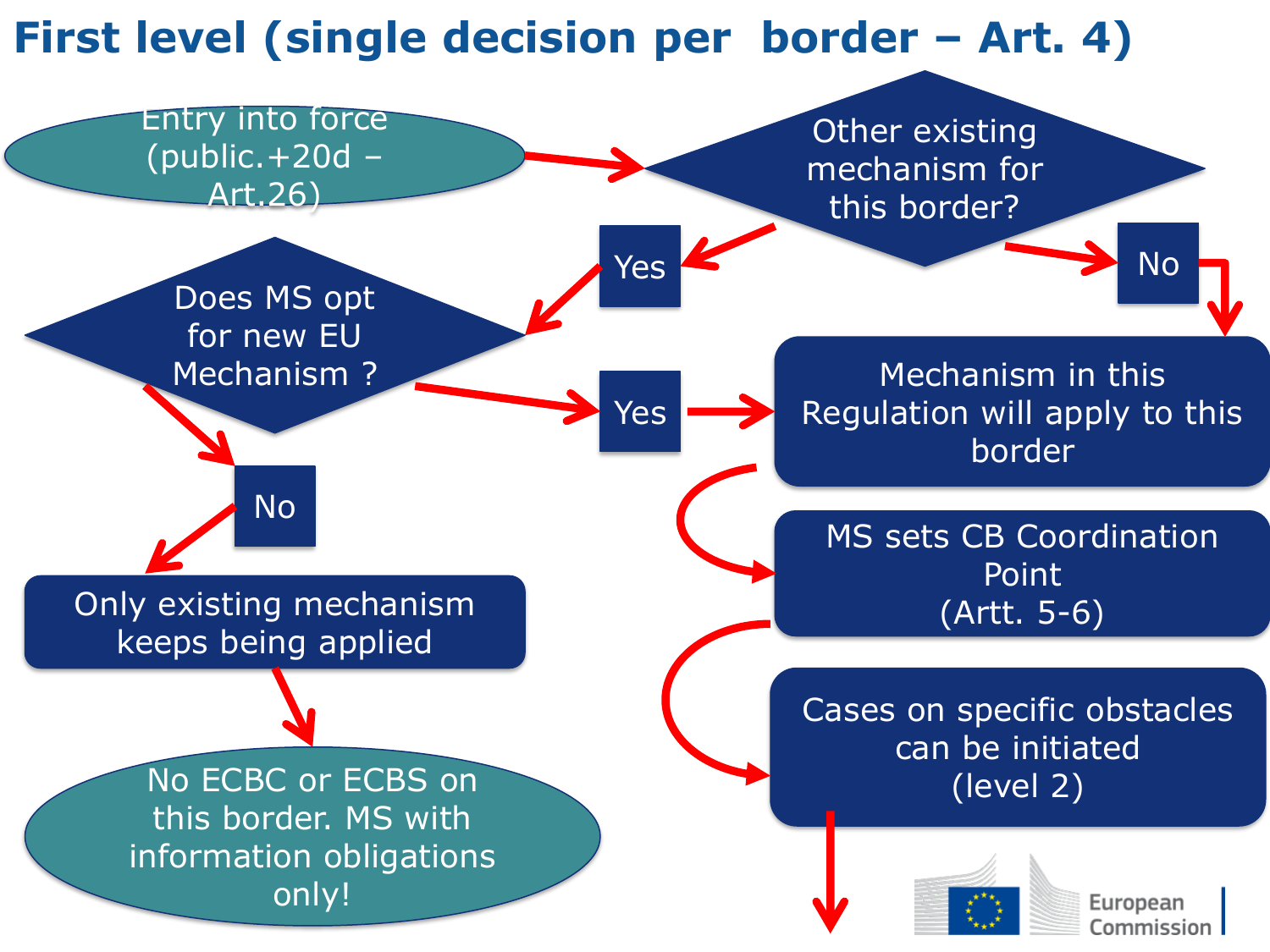# First level (single decision per border – Art. 4)

- Entry into force (public.+20d – Art.26)
- Other existing mechanism for this border?
  - **Yes** → Does MS opt for new EU Mechanism ?
    - **Yes** → Mechanism in this Regulation will apply to this border
    - **No** → Only existing mechanism keeps being applied → No ECBC or ECBS on this border. MS with information obligations only!
  - **No** → Mechanism in this Regulation will apply to this border

Mechanism in this Regulation will apply to this border → MS sets CB Coordination Point (Artt. 5-6) → Cases on specific obstacles can be initiated (level 2)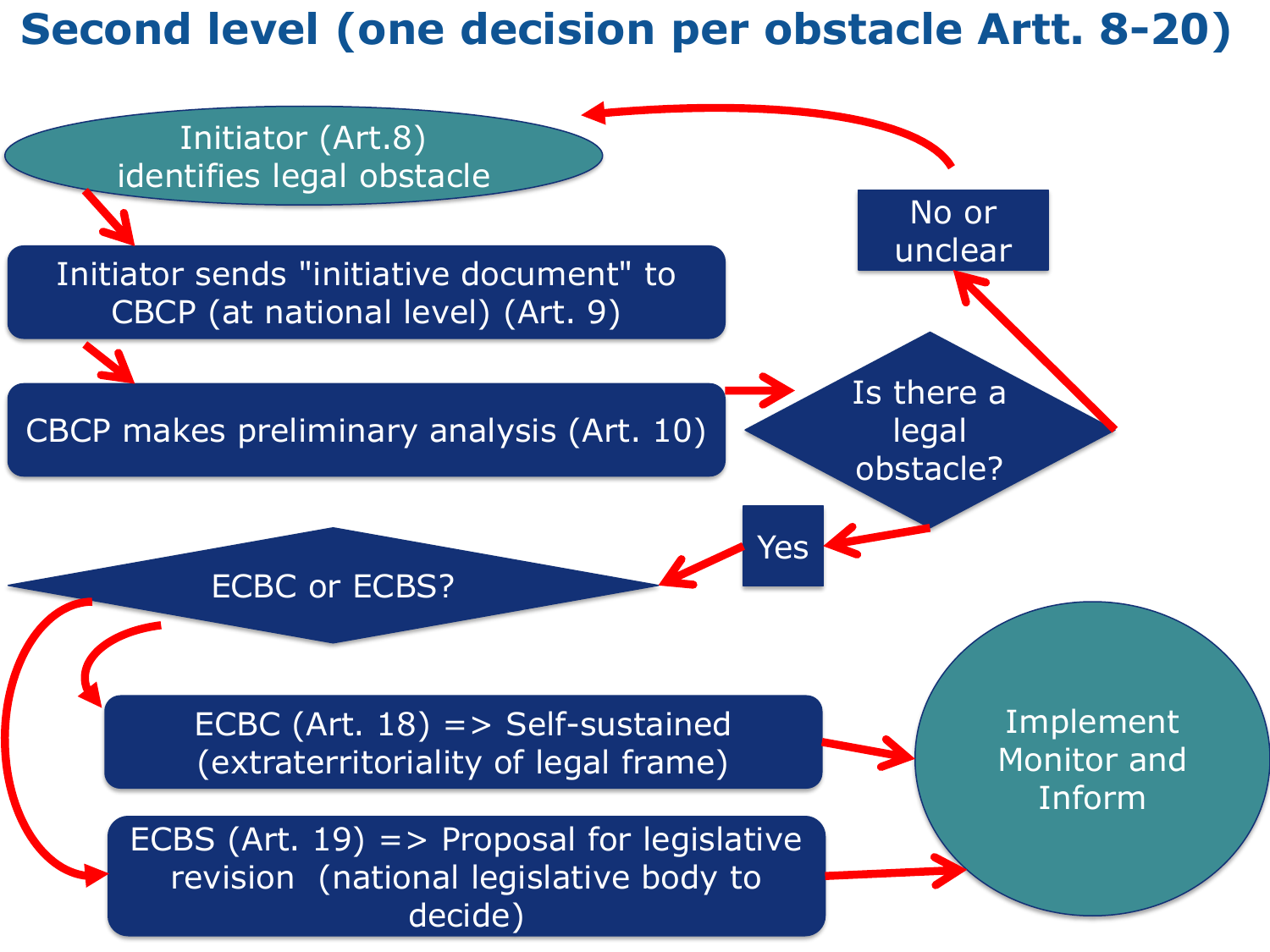# Second level (one decision per obstacle Artt. 8-20)

Initiator (Art.8) identifies legal obstacle

Initiator sends "initiative document" to CBCP (at national level) (Art. 9)

CBCP makes preliminary analysis (Art. 10)

Is there a legal obstacle?

No or unclear

Yes

ECBC or ECBS?

ECBC (Art. 18) => Self-sustained (extraterritoriality of legal frame)

ECBS (Art. 19) => Proposal for legislative revision (national legislative body to decide)

Implement Monitor and Inform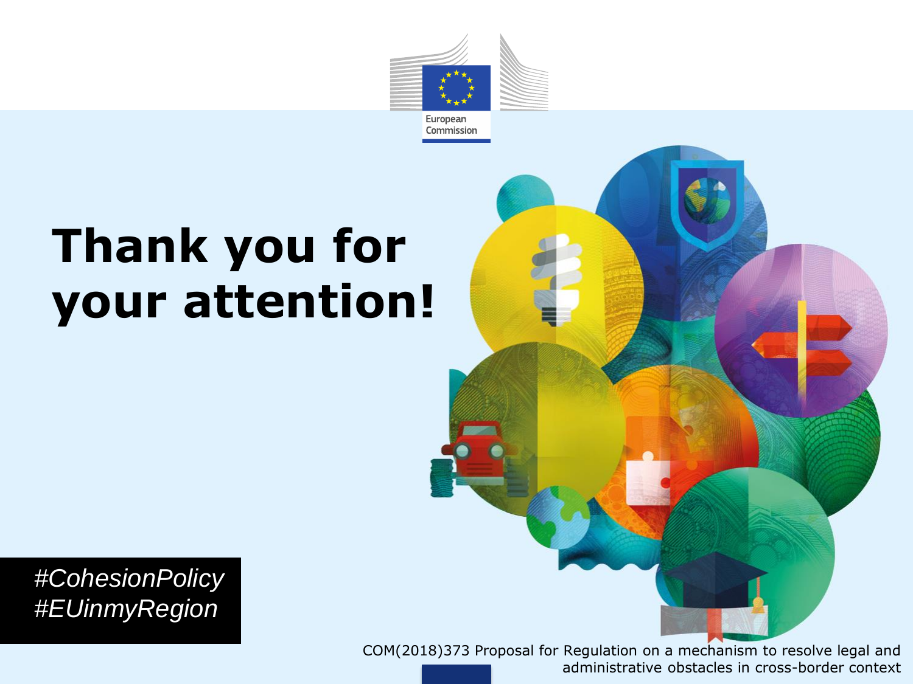European Commission

# Thank you for your attention!

*#CohesionPolicy*
*#EUinmyRegion*

COM(2018)373 Proposal for Regulation on a mechanism to resolve legal and administrative obstacles in cross-border context